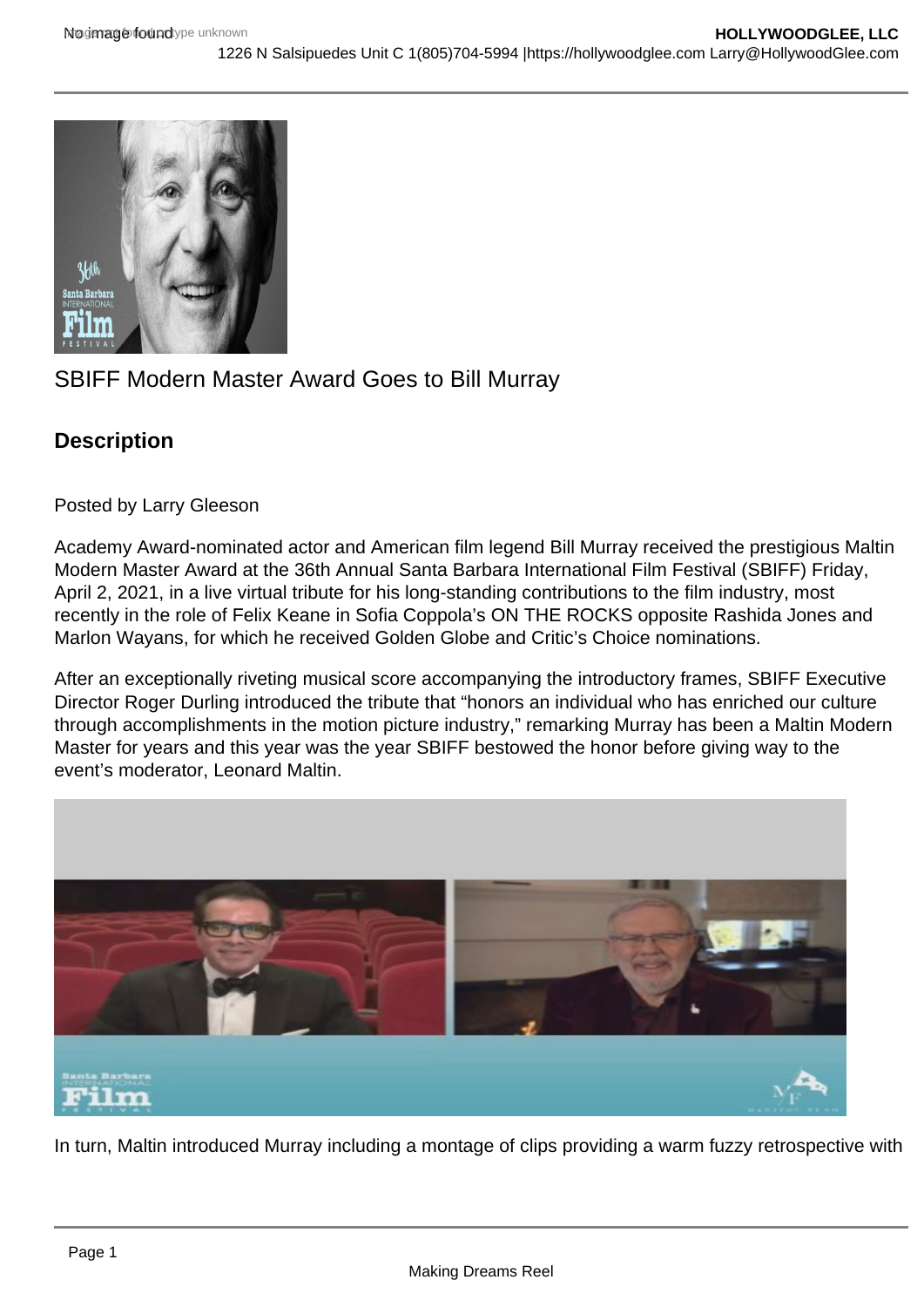SBIFF Modern Master Award Goes to Bill Murray

## Description

Posted by Larry Gleeson

Academy Award-nominated actor and American film legend Bill Murray received the prestigious Maltin Modern Master Award at the 36th Annual Santa Barbara International Film Festival (SBIFF) Friday, April 2, 2021, in a live virtual tribute for his long-standing contributions to the film industry, most recently in the role of Felix Keane in Sofia Coppola's ON THE ROCKS opposite Rashida Jones and Marlon Wayans, for which he received Golden Globe and Critic's Choice nominations.

After an exceptionally riveting musical score accompanying the introductory frames, SBIFF Executive Director Roger Durling introduced the tribute that "honors an individual who has enriched our culture through accomplishments in the motion picture industry," remarking Murray has been a Maltin Modern Master for years and this year was the year SBIFF bestowed the honor before giving way to the event's moderator, Leonard Maltin.

In turn, Maltin introduced Murray including a montage of clips providing a warm fuzzy retrospective with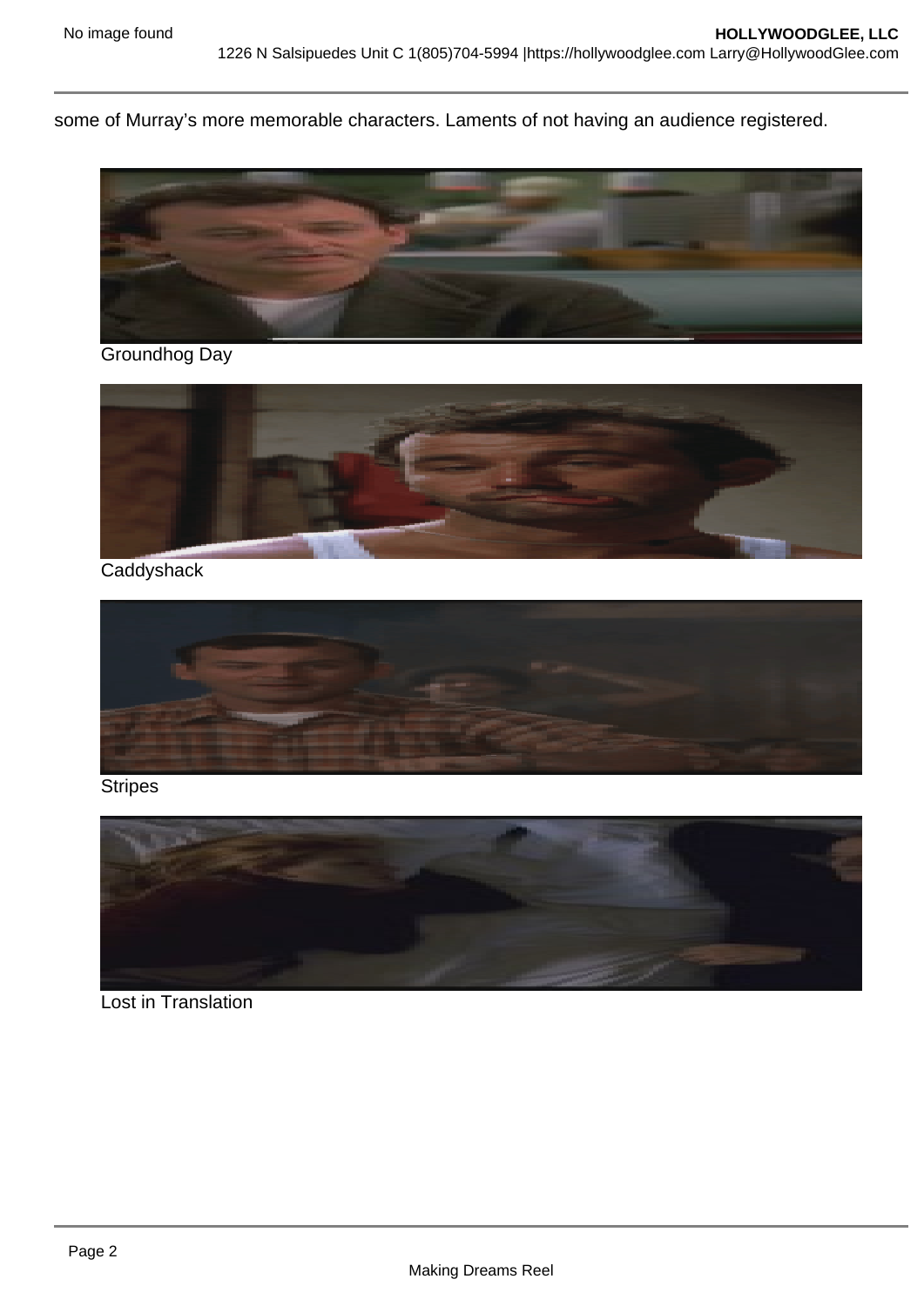some of Murray’s more memorable characters. Laments of not having an audience registered.

Groundhog Day

Caddyshack

Stripes

Lost in Translation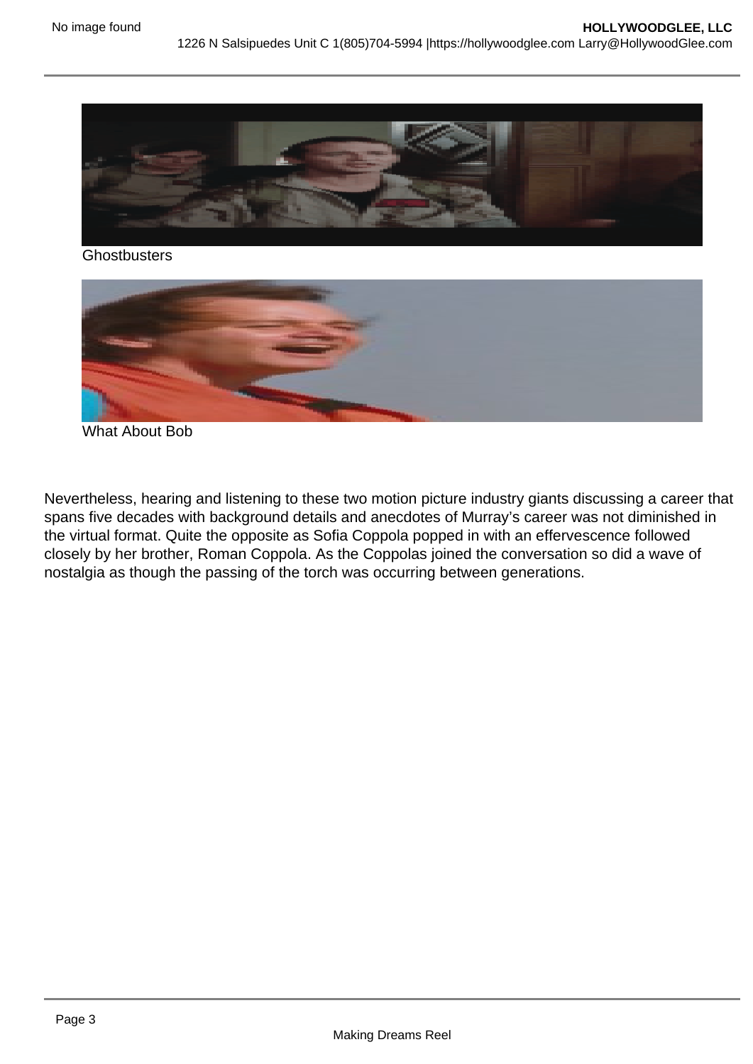Ghostbusters

What About Bob

Nevertheless, hearing and listening to these two motion picture industry giants discussing a career that spans five decades with background details and anecdotes of Murray's career was not diminished in the virtual format. Quite the opposite as Sofia Coppola popped in with an effervescence followed closely by her brother, Roman Coppola. As the Coppolas joined the conversation so did a wave of nostalgia as though the passing of the torch was occurring between generations.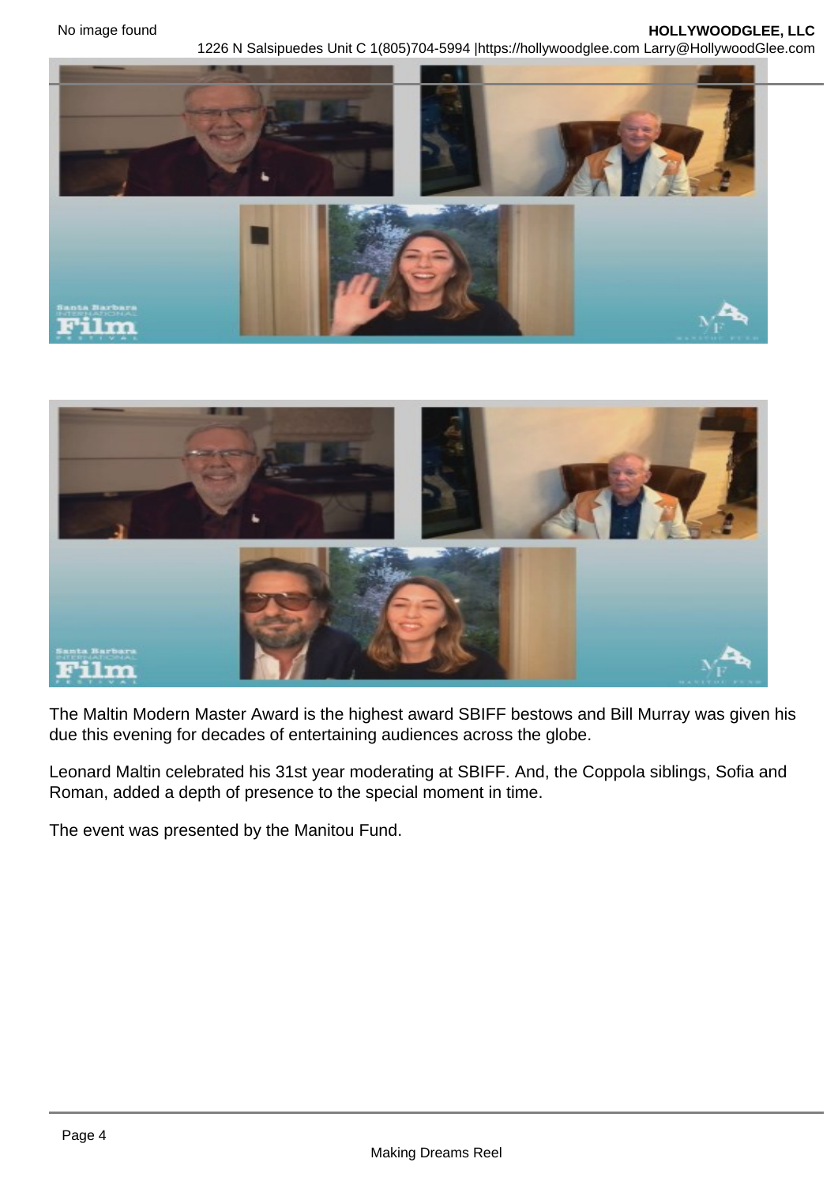The Maltin Modern Master Award is the highest award SBIFF bestows and Bill Murray was given his due this evening for decades of entertaining audiences across the globe.

Leonard Maltin celebrated his 31st year moderating at SBIFF. And, the Coppola siblings, Sofia and Roman, added a depth of presence to the special moment in time.

The event was presented by the Manitou Fund.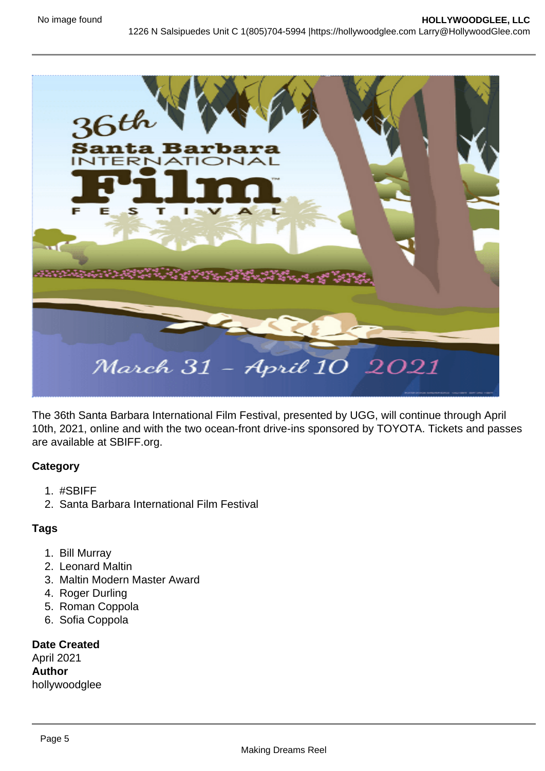The 36th Santa Barbara International Film Festival, presented by UGG, will continue through April 10th, 2021, online and with the two ocean-front drive-ins sponsored by TOYOTA. Tickets and passes are available at SBIFF.org.

**Category**

1. #SBIFF
2. Santa Barbara International Film Festival

**Tags**

1. Bill Murray
2. Leonard Maltin
3. Maltin Modern Master Award
4. Roger Durling
5. Roman Coppola
6. Sofia Coppola

**Date Created**
April 2021
**Author**
hollywoodglee